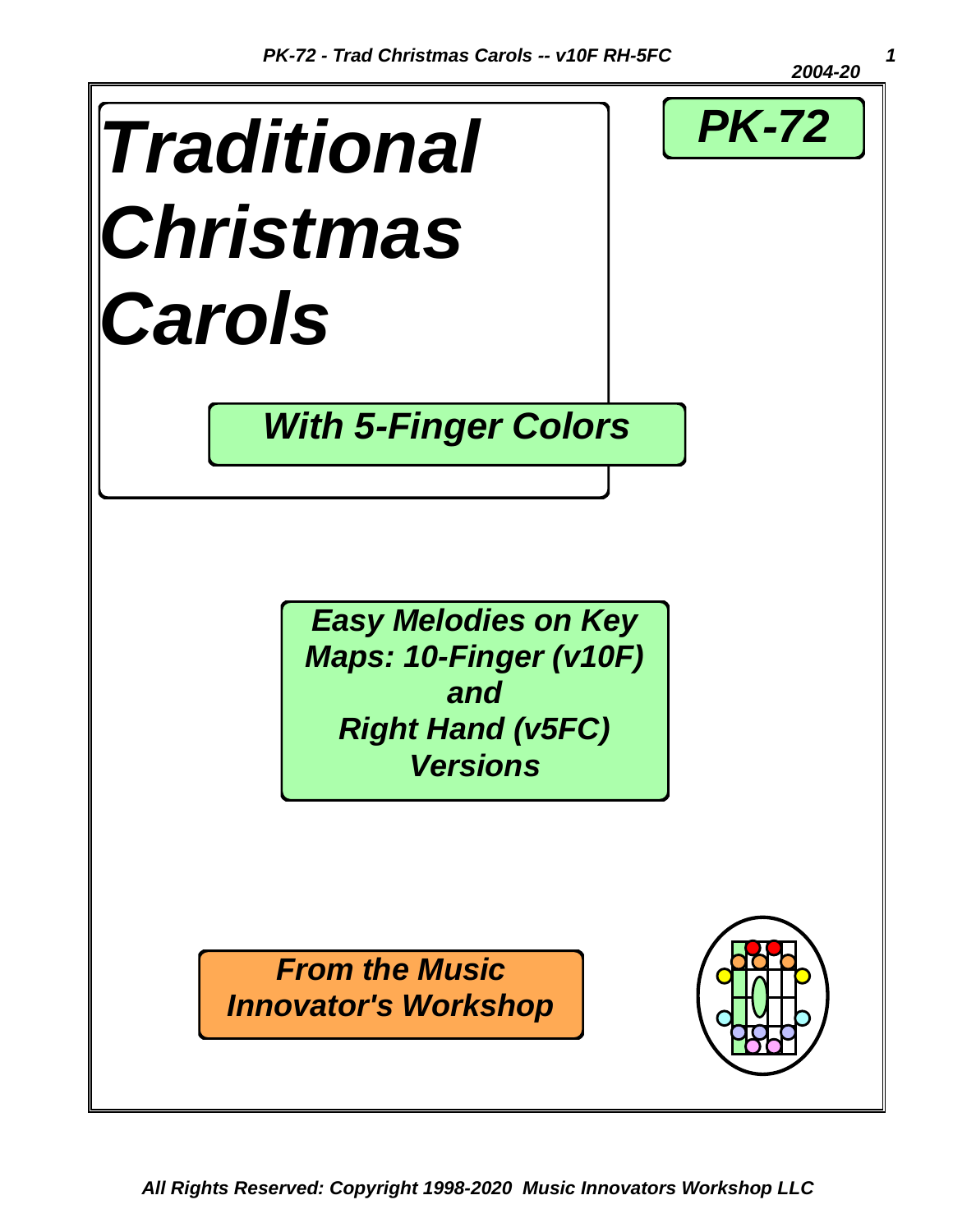# *Traditional Christmas Carols*

## *PK-72*

### *With 5-Finger Colors*

***Easy Melodies on Key Maps: 10-Finger (v10F) and Right Hand (v5FC) Versions***

***From the Music Innovator's Workshop***

***All Rights Reserved: Copyright 1998-2020 Music Innovators Workshop LLC***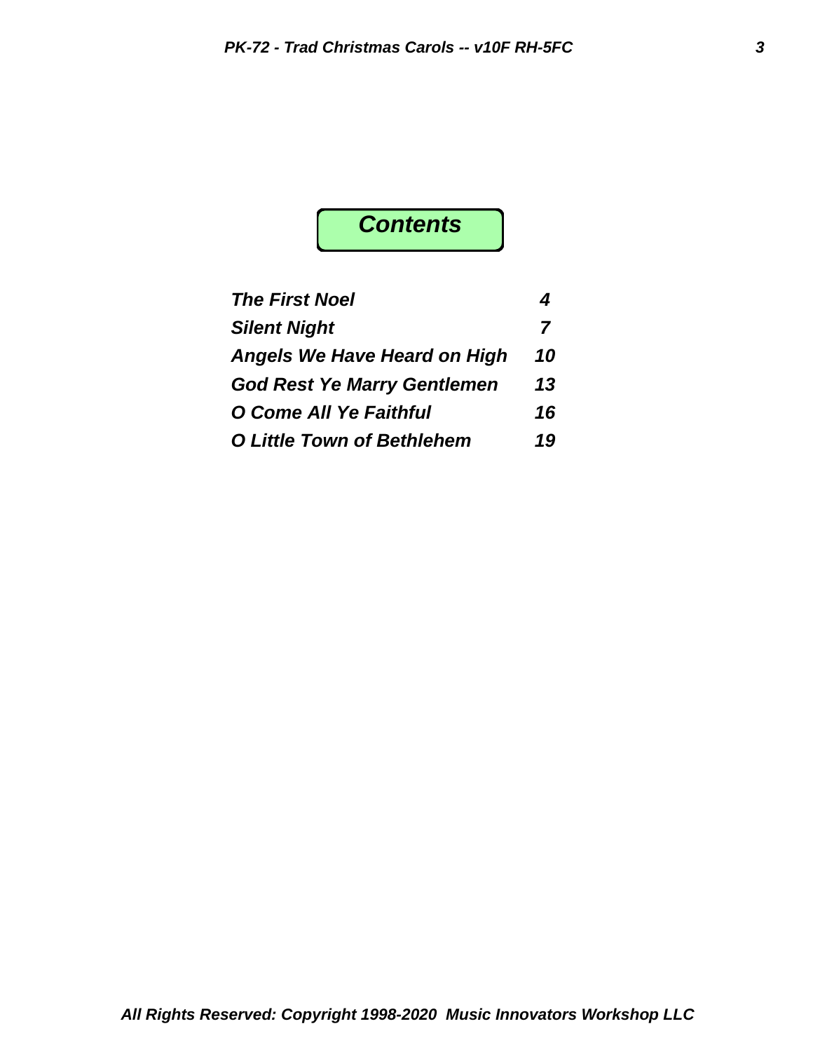# *Contents*

| | |
|---|---|
| *The First Noel* | *4* |
| *Silent Night* | *7* |
| *Angels We Have Heard on High* | *10* |
| *God Rest Ye Marry Gentlemen* | *13* |
| *O Come All Ye Faithful* | *16* |
| *O Little Town of Bethlehem* | *19* |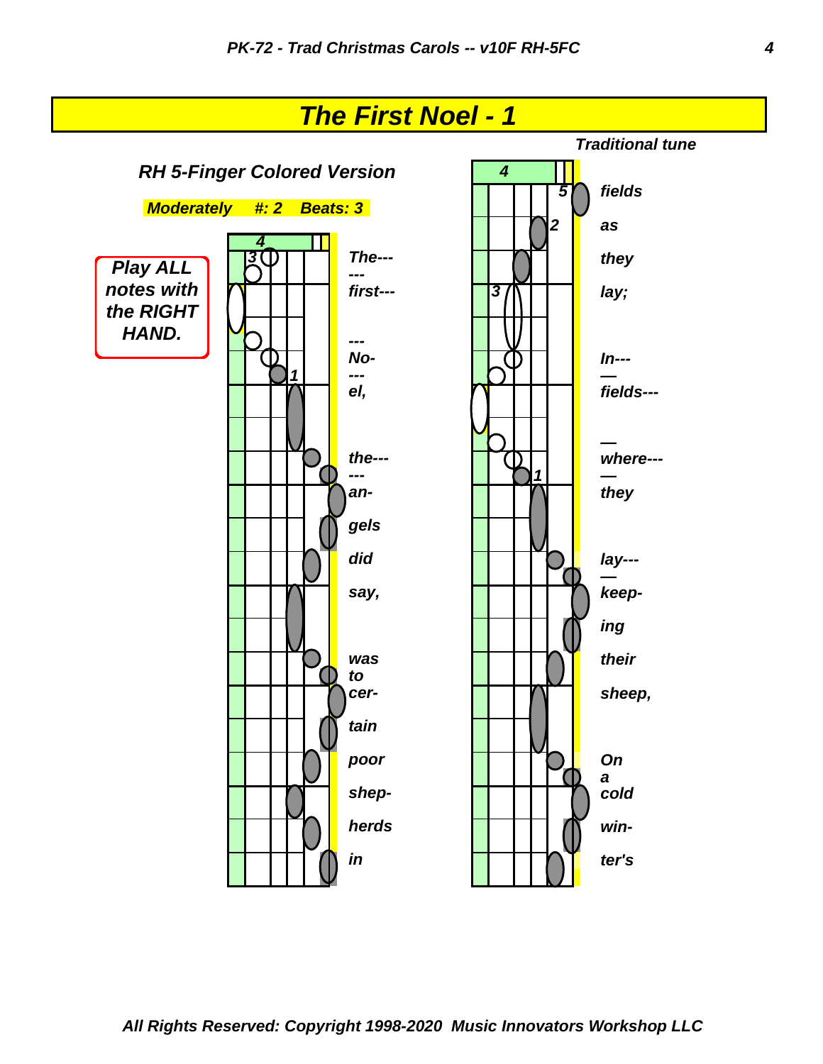# The First Noel - 1

**Traditional tune**

## RH 5-Finger Colored Version

**Moderately #: 2 Beats: 3**

**Play ALL notes with the RIGHT HAND.**

*The--- --- first--- --- No- --- el, the--- --- an- gels did say, was to cer- tain poor shep- herds in*

*fields as they lay; In--- — fields--- — where--- — they lay--- — keep- ing their sheep, On a cold win- ter's*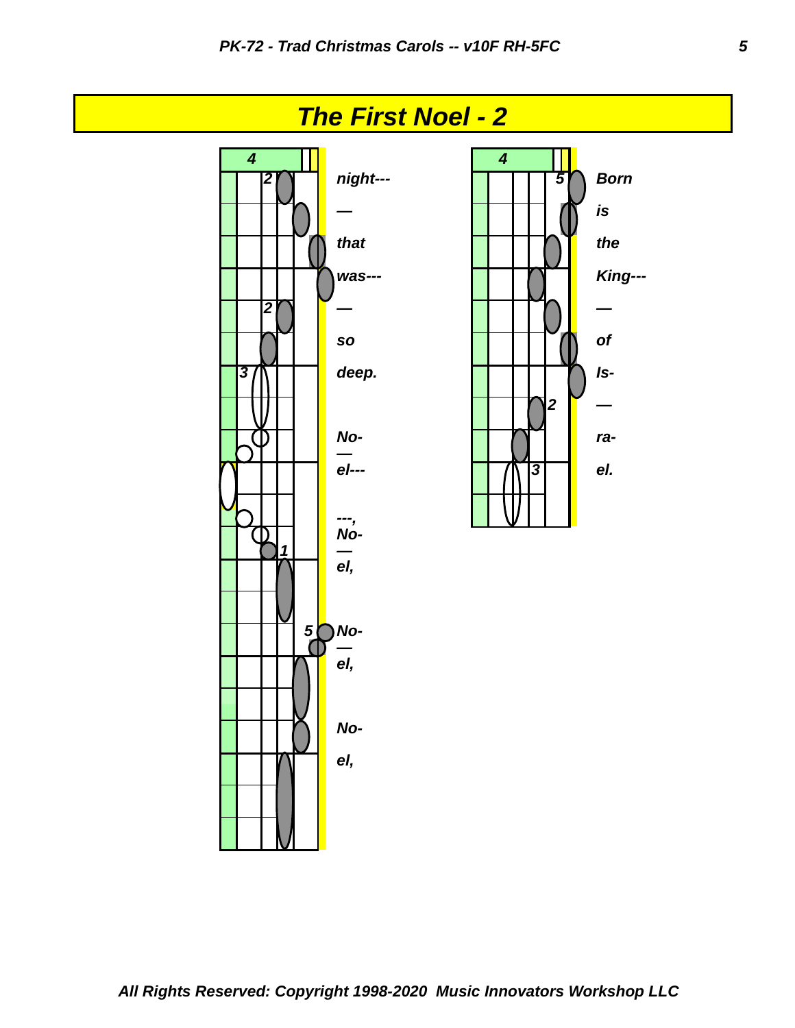# The First Noel - 2

4

night---

—

that

was---

—

so

deep.

No-
—
el---

---,
No-
—
el,

No-
—
el,

No-

el,

4

Born

is

the

King---

—

of

Is-

—

ra-

el.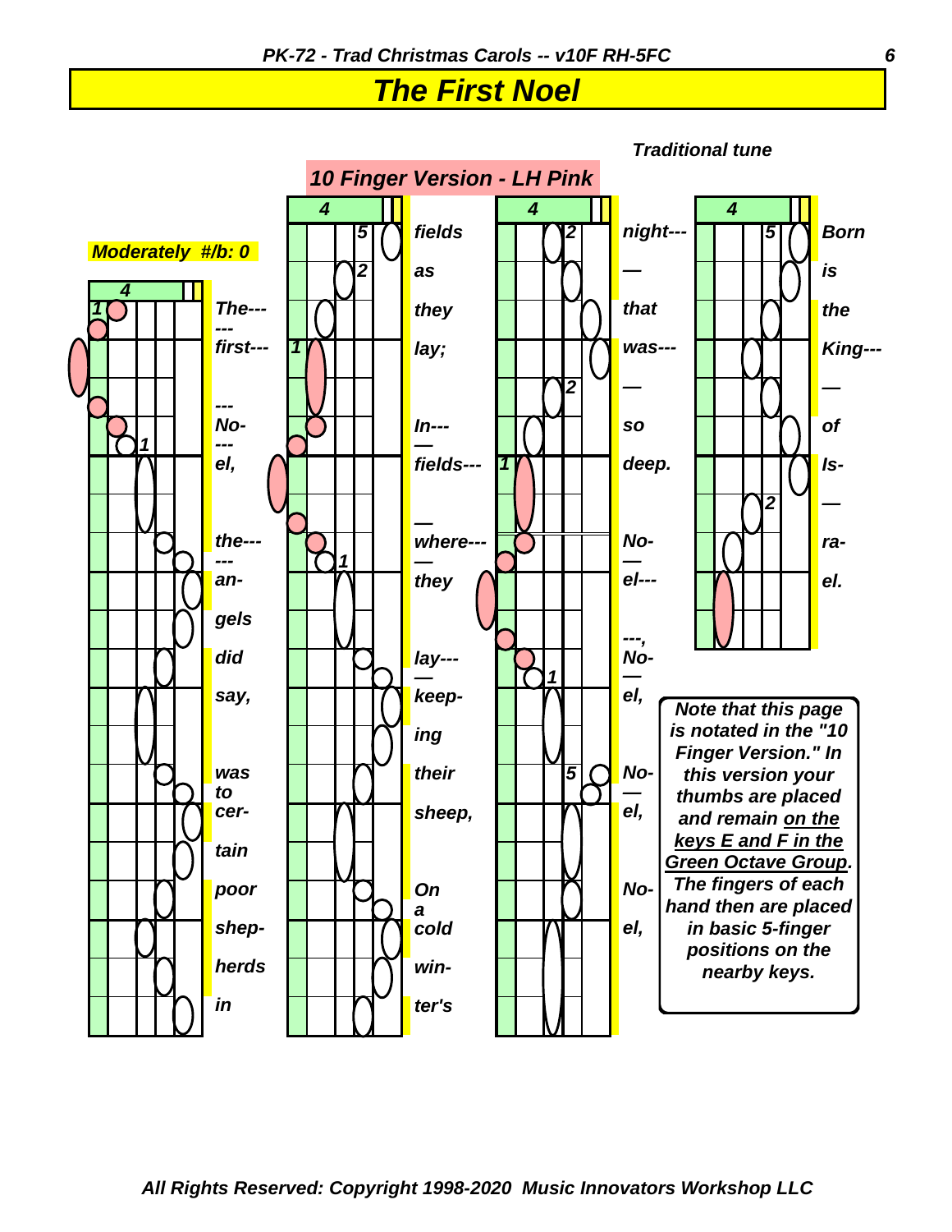# The First Noel

*Traditional tune*

**10 Finger Version - LH Pink**

*Moderately #/b: 0*

The--- first--- No- el, the--- an- gels did say, was to cer- tain poor shep- herds in fields as they lay; In--- fields--- where--- they lay--- keep- ing their sheep, On a cold win- ter's night--- that was--- so deep. No- el--- No- el, No- el, No- el, Born is the King--- of Is- ra- el.

**Note that this page is notated in the "10 Finger Version." In this version your thumbs are placed and remain on the keys E and F in the Green Octave Group. The fingers of each hand then are placed in basic 5-finger positions on the nearby keys.**

*All Rights Reserved: Copyright 1998-2020 Music Innovators Workshop LLC*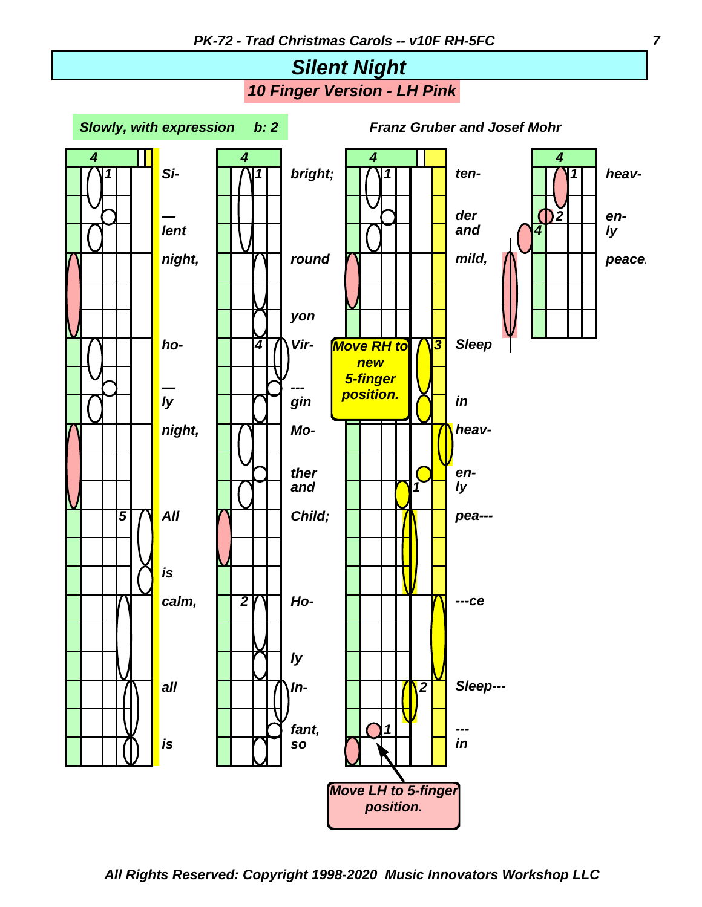# Silent Night

## 10 Finger Version - LH Pink

*Slowly, with expression* b: 2

*Franz Gruber and Josef Mohr*

Si- — lent night, ho- — ly night, All is calm, all is bright; round yon Vir- --- gin Mo- ther and Child; Ho- ly In- fant, so ten- der and mild, Sleep in heav- en- ly pea--- ---ce Sleep--- --- in heav- en- ly peace.

Move RH to new 5-finger position.

Move LH to 5-finger position.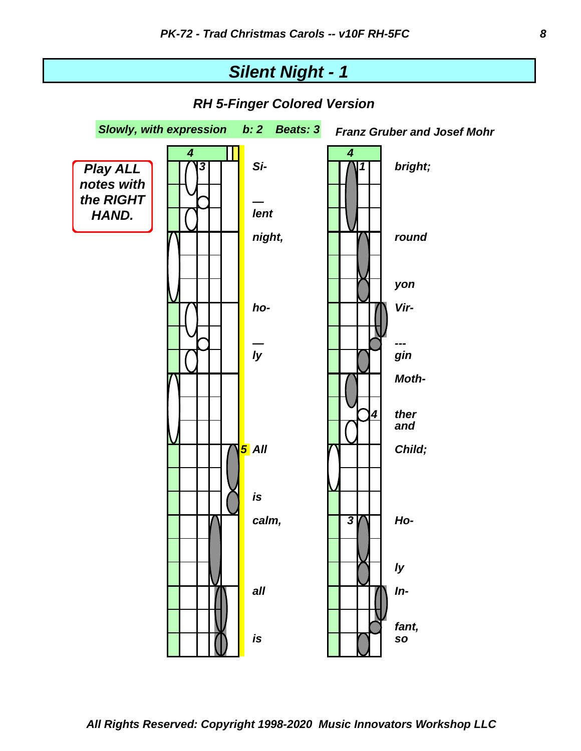# Silent Night - 1

### RH 5-Finger Colored Version

**Slowly, with expression   b: 2   Beats: 3**

**Franz Gruber and Josef Mohr**

**Play ALL notes with the RIGHT HAND.**

4

3 Si- — lent night, ho- — ly

5 All is calm, all is

4

1 bright; round yon Vir- --- gin Moth- 4 ther and Child;

3 Ho- ly In- fant, so

*All Rights Reserved: Copyright 1998-2020 Music Innovators Workshop LLC*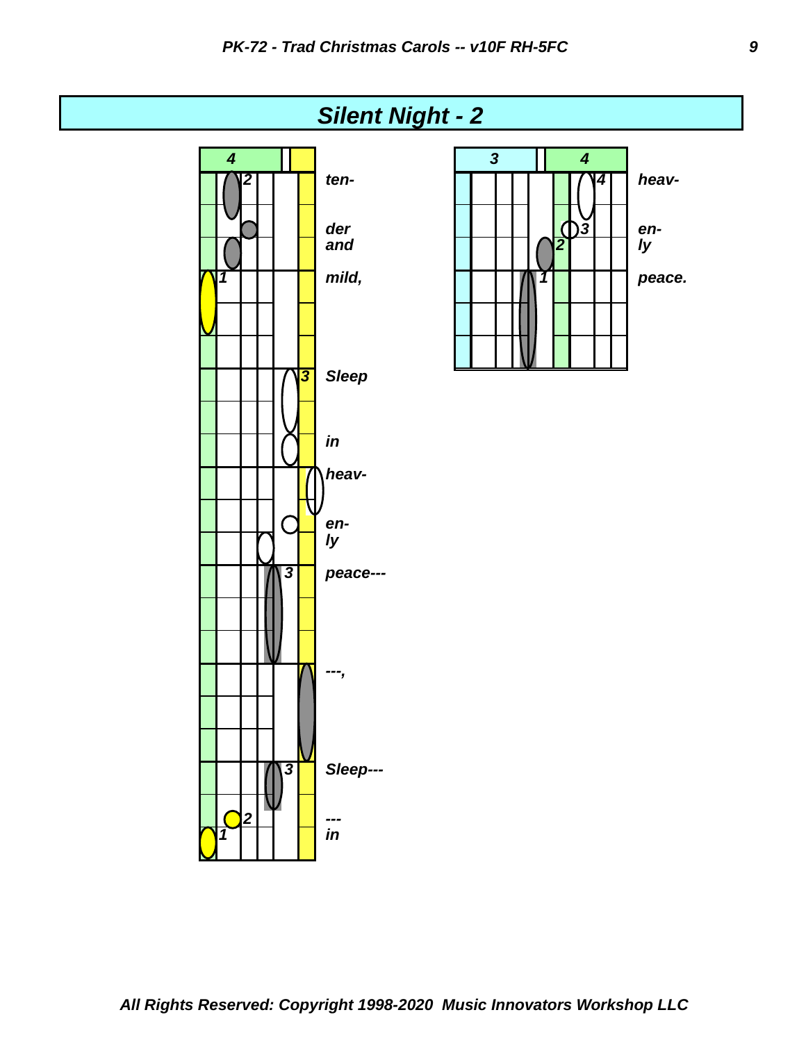# Silent Night - 2

4

ten-

der
and

mild,

Sleep

in

heav-

en-
ly

peace---

---,

Sleep---

---
in

3 4

heav-

en-
ly

peace.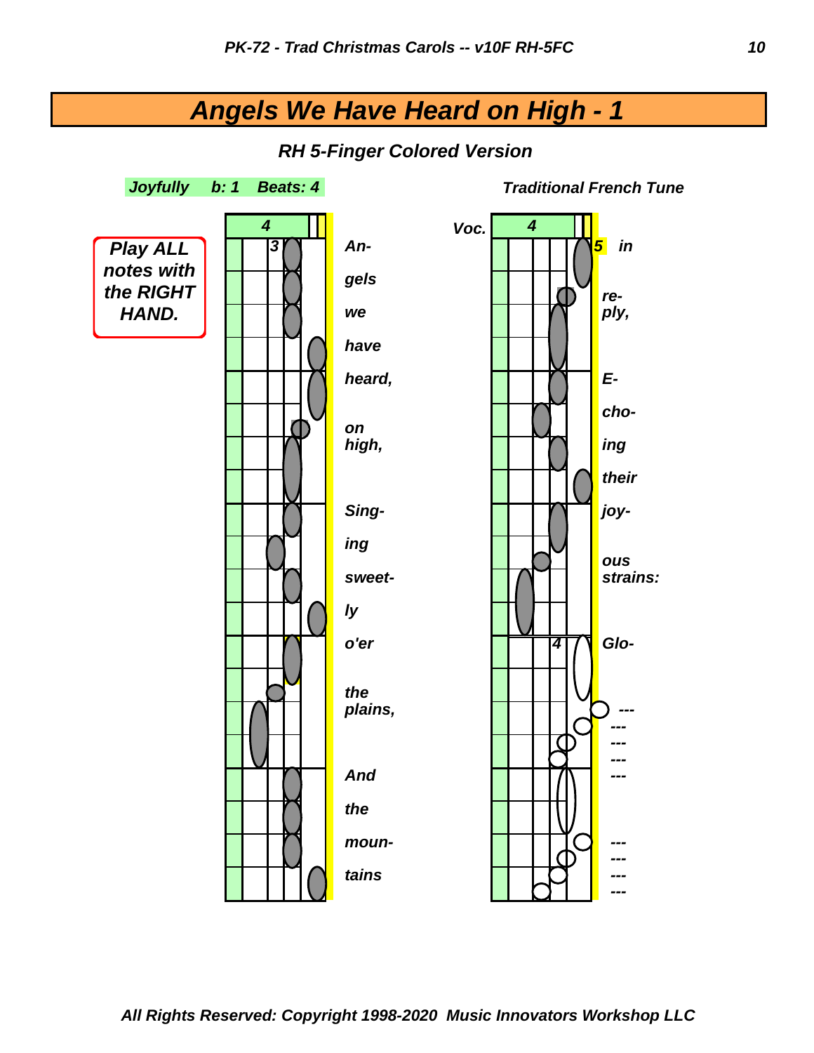# Angels We Have Heard on High - 1

### RH 5-Finger Colored Version

**Joyfully  b: 1  Beats: 4**

**Traditional French Tune**

**Play ALL notes with the RIGHT HAND.**

4

3

An-
gels
we
have
heard,
on
high,
Sing-
ing
sweet-
ly
o'er
the
plains,
And
the
moun-
tains

Voc.

4

5 in
re-
ply,
E-
cho-
ing
their
joy-
ous
strains:

4 Glo-
---
---
---
---
---
---
---
---
---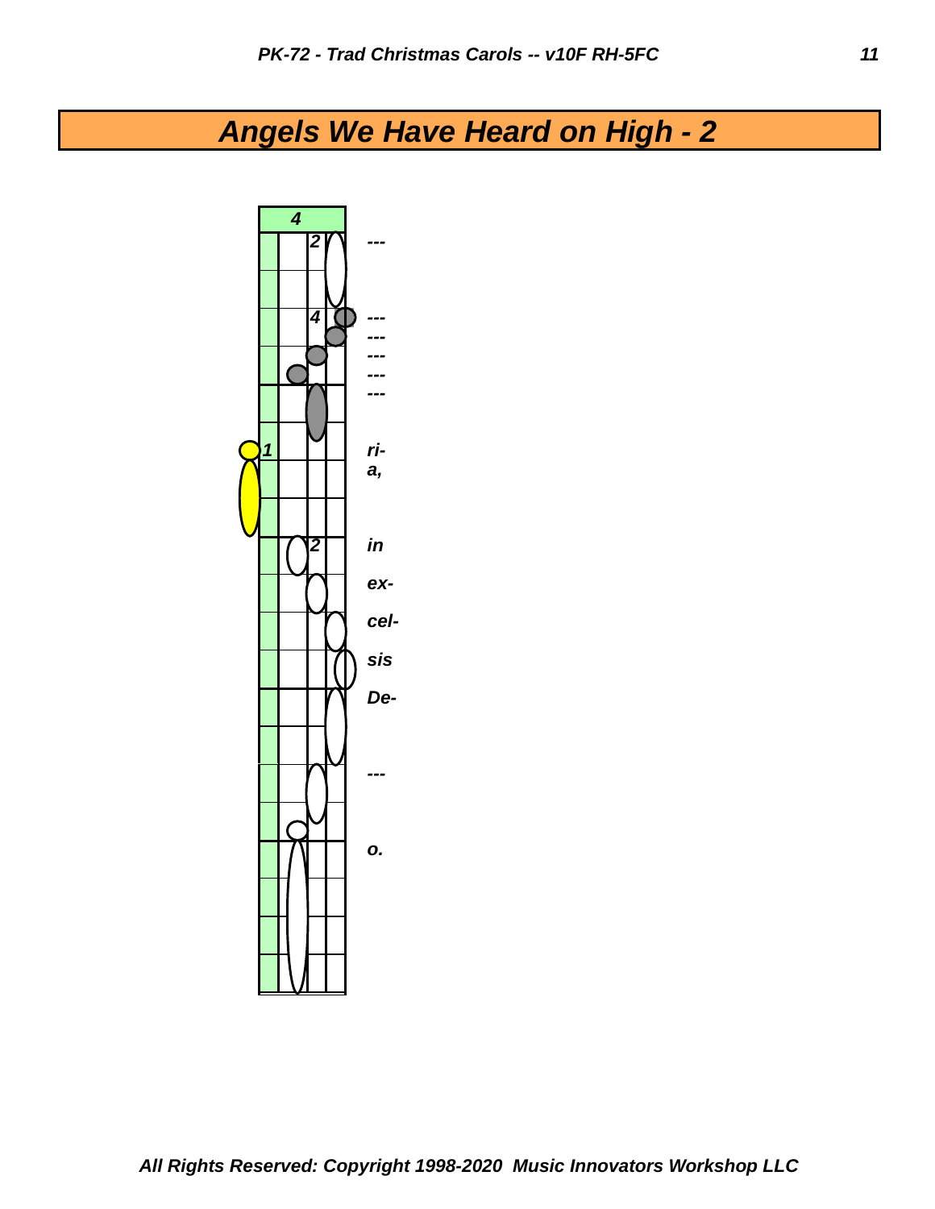# Angels We Have Heard on High - 2

4

2 ---

4 ---
---
---
---
---

1 ri-
a,

2 in

ex-

cel-

sis

De-

---

o.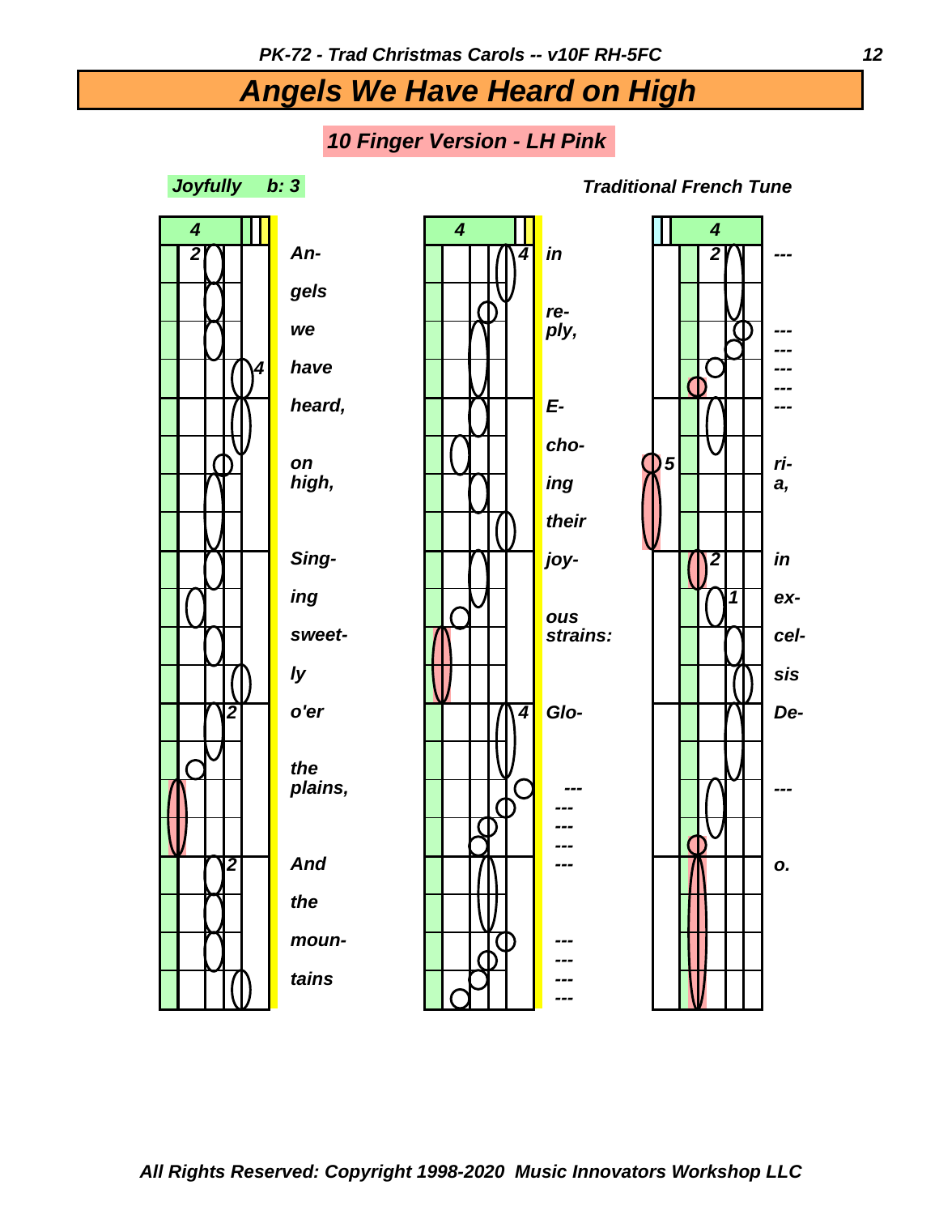# Angels We Have Heard on High

## 10 Finger Version - LH Pink

*Joyfully* **b: 3**

*Traditional French Tune*

An- gels we have heard, on high, Sing- ing sweet- ly o'er the plains, And the moun- tains in re- ply, E- cho- ing their joy- ous strains: Glo- --- --- --- --- --- --- --- --- --- --- --- --- --- ri- a, in ex- cel- sis De- --- o.

*All Rights Reserved: Copyright 1998-2020 Music Innovators Workshop LLC*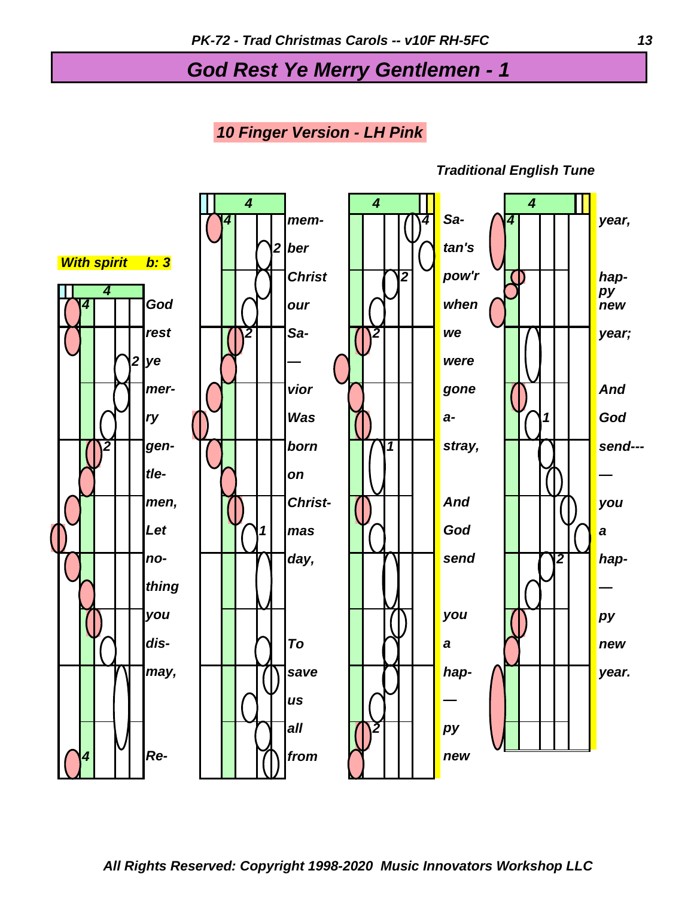# God Rest Ye Merry Gentlemen - 1

**10 Finger Version - LH Pink**

*Traditional English Tune*

**With spirit** **b: 3**

God rest ye mer- ry gen- tle- men, Let no- thing you dis- may, Re- mem- ber Christ our Sa- — vior Was born on Christ- mas day, To save us all from Sa- tan's pow'r when we were gone a- stray, And God send you a hap- — py new year, hap- py new year; And God send--- — you a hap- — py new year.

*All Rights Reserved: Copyright 1998-2020 Music Innovators Workshop LLC*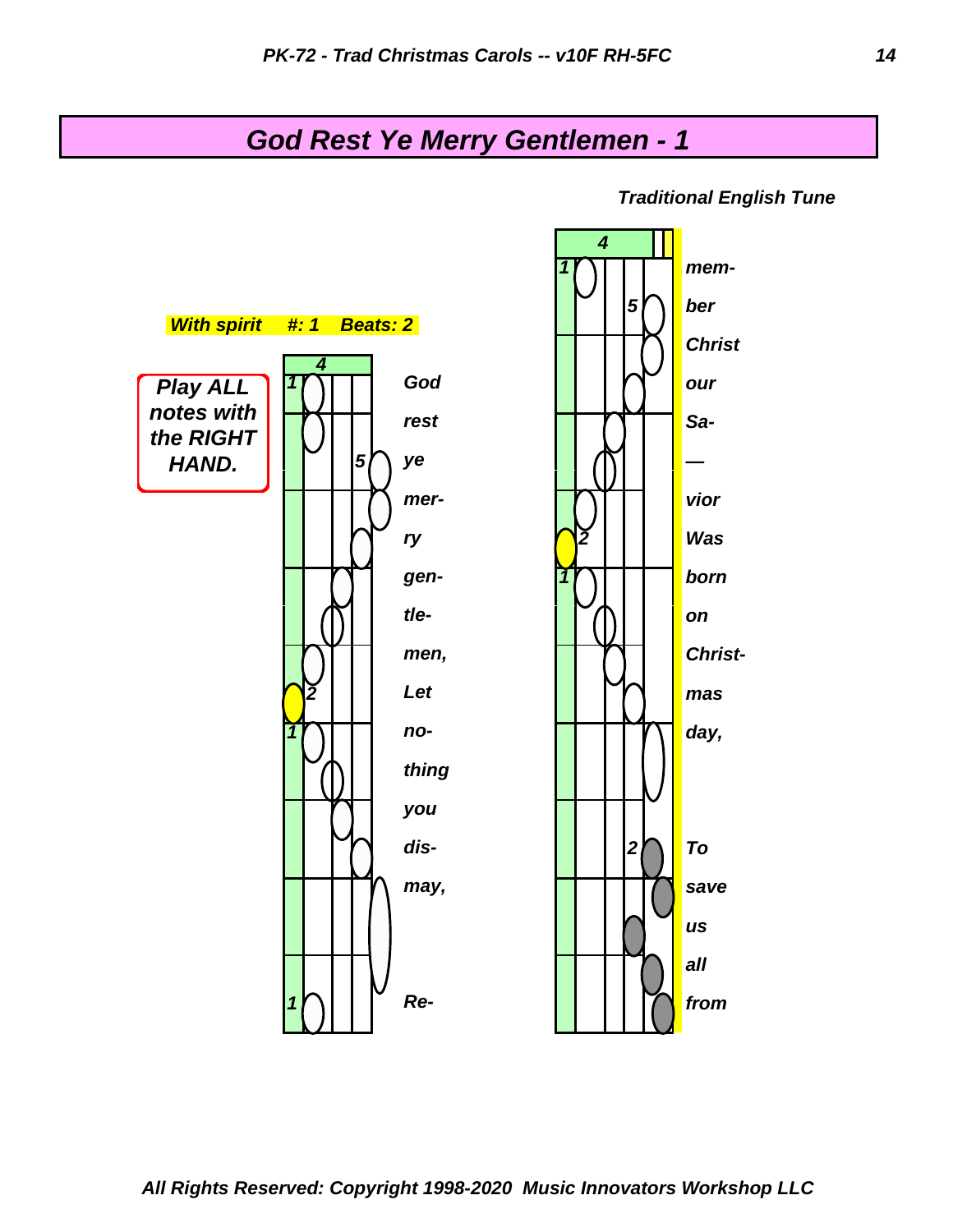# God Rest Ye Merry Gentlemen - 1

*Traditional English Tune*

**With spirit #: 1 Beats: 2**

**Play ALL notes with the RIGHT HAND.**

4

God rest ye mer- ry gen- tle- men, Let no- thing you dis- may, Re-

4

mem- ber Christ our Sa- — vior Was born on Christ- mas day, To save us all from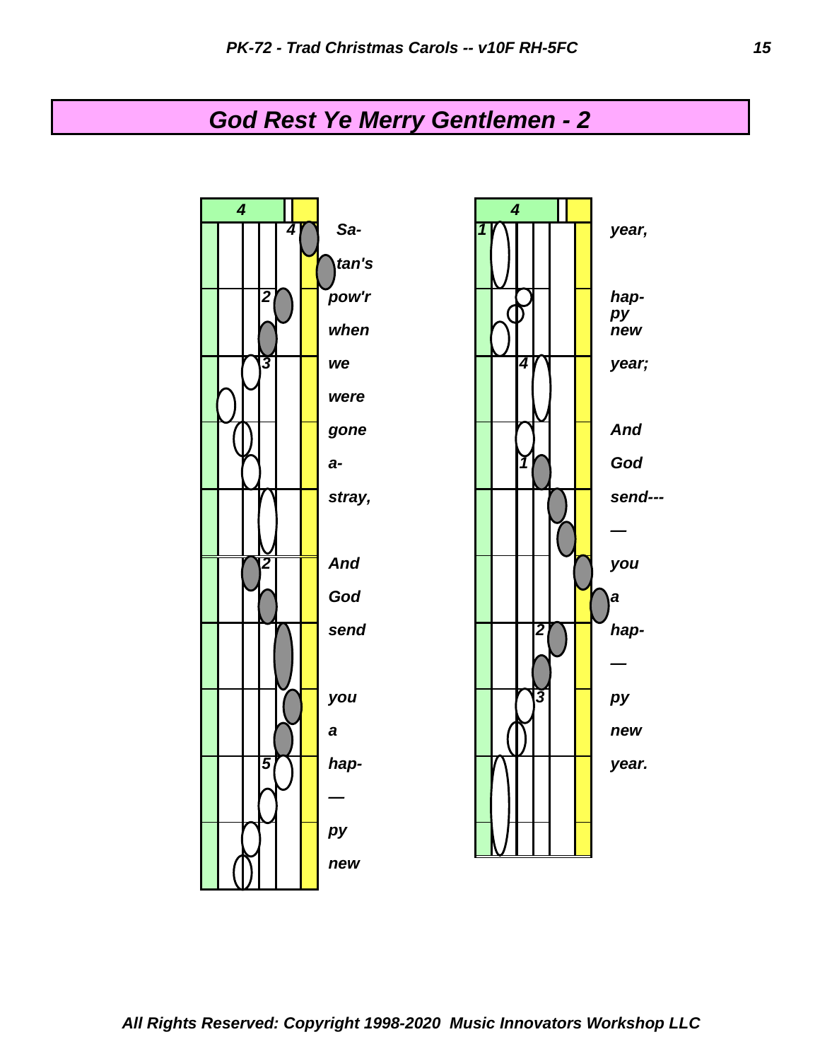# God Rest Ye Merry Gentlemen - 2

Sa- tan's pow'r when we were gone a- stray, And God send you a hap- — py new

year, hap- py new year; And God send--- — you a hap- — py new year.

All Rights Reserved: Copyright 1998-2020 Music Innovators Workshop LLC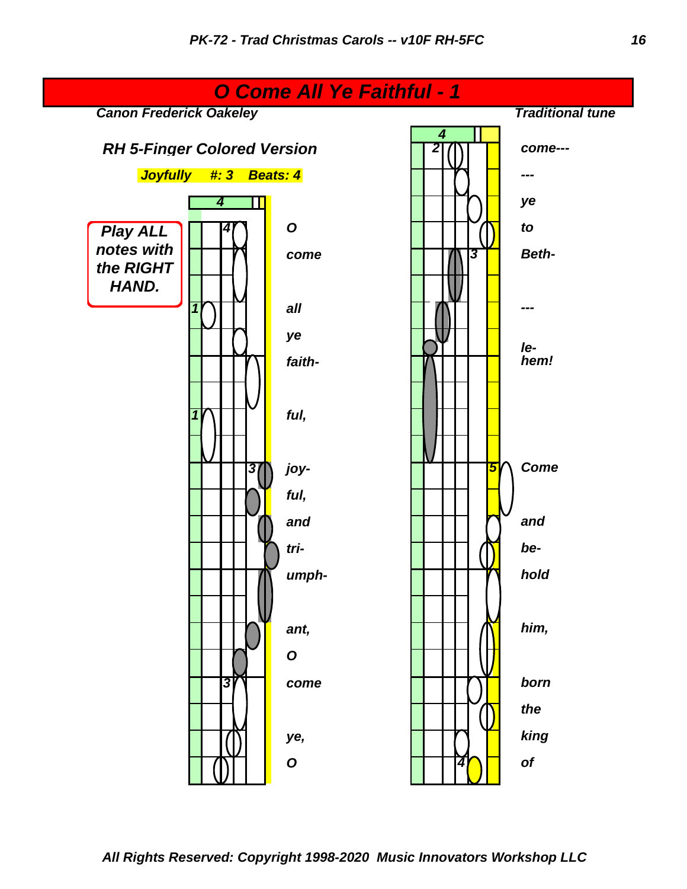# O Come All Ye Faithful - 1

*Canon Frederick Oakeley* — *Traditional tune*

## RH 5-Finger Colored Version

**Joyfully #: 3 Beats: 4**

**Play ALL notes with the RIGHT HAND.**

O
come
all
ye
faith-
ful,
joy-
ful,
and
tri-
umph-
ant,
O
come
ye,
O
come---
---
ye
to
Beth-
---
le-
hem!
Come
and
be-
hold
him,
born
the
king
of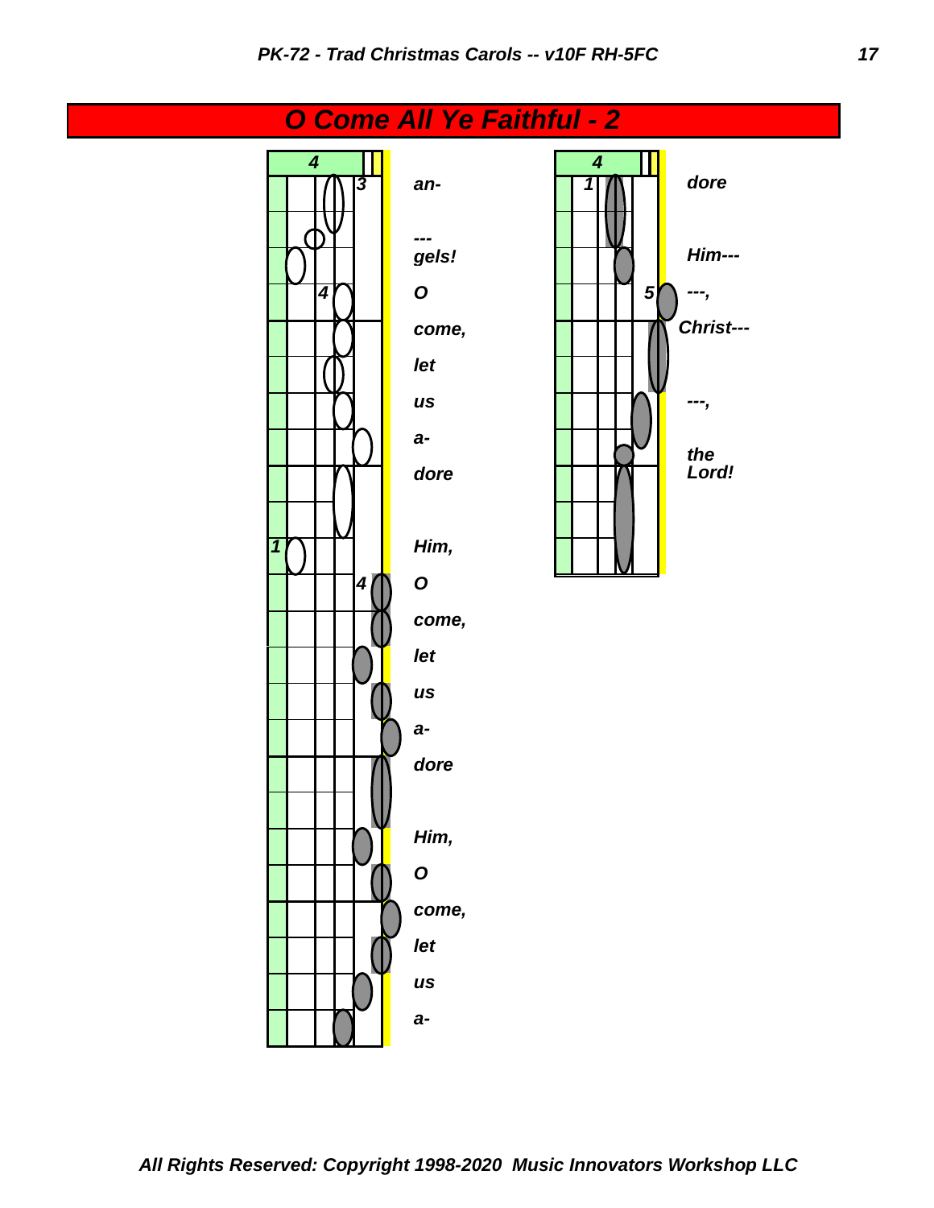# O Come All Ye Faithful - 2

4

3 an-

--- gels!

4 O

come,

let

us

a-

dore

1 Him,

4 O

come,

let

us

a-

dore

Him,

O

come,

let

us

a-

4

1 dore

Him---

5 ---,

Christ---

---,

the Lord!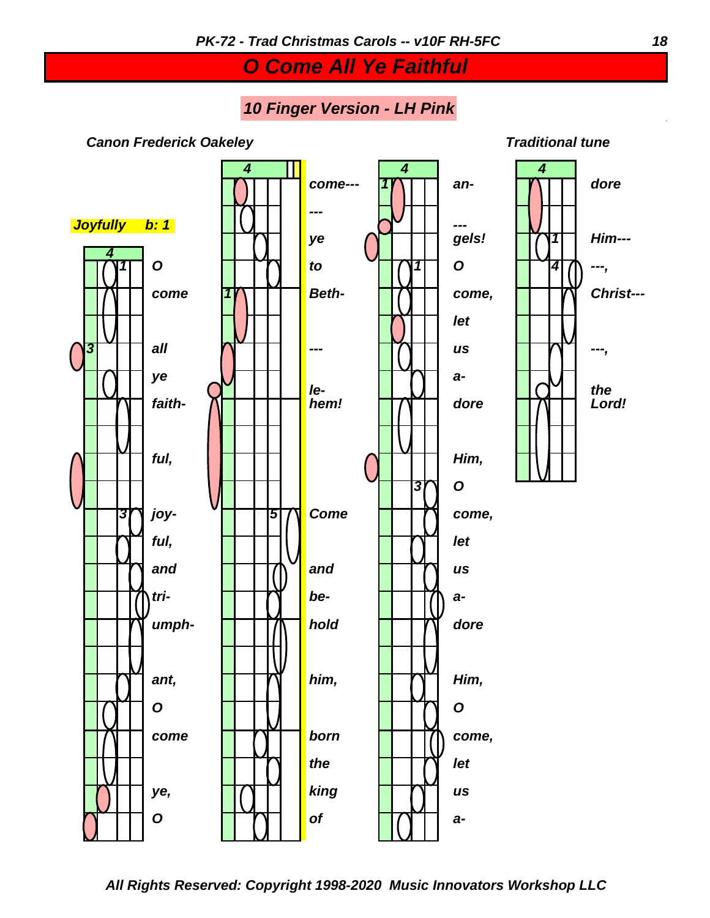# O Come All Ye Faithful

## 10 Finger Version - LH Pink

*Canon Frederick Oakeley*

*Traditional tune*

*Joyfully b: 1*

O come all ye faithful, joyful, and triumphant, O come ye, O come--- --- ye to Beth- --- le- hem! Come and behold him, born the king of an- --- gels! O come, let us adore Him, O come, let us adore Him, O come, let us adore Him--- ---, Christ--- ---, the Lord!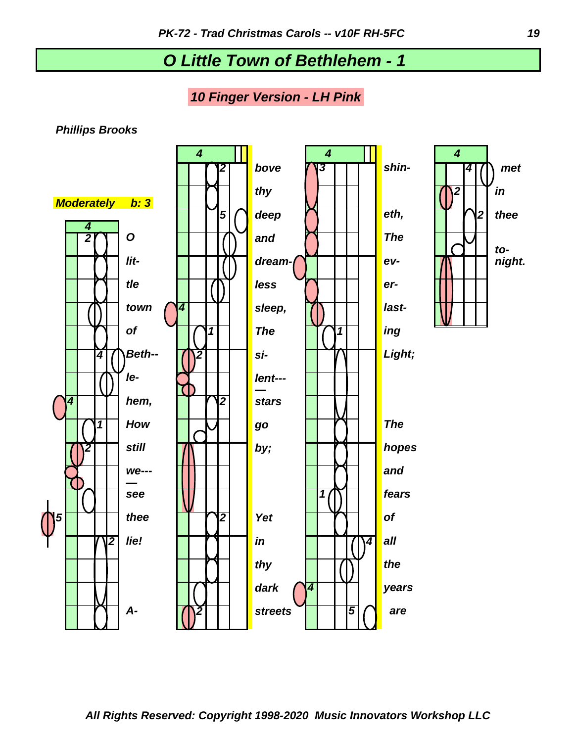# O Little Town of Bethlehem - 1

## 10 Finger Version - LH Pink

**Phillips Brooks**

**Moderately b: 3**

O little town of Beth-- le- hem, How still we--- — see thee lie! A- bove thy deep and dream- less sleep, The si- lent--- — stars go by; Yet in thy dark streets shin- eth, The ev- er- last- ing Light; The hopes and fears of all the years are met in thee to- night.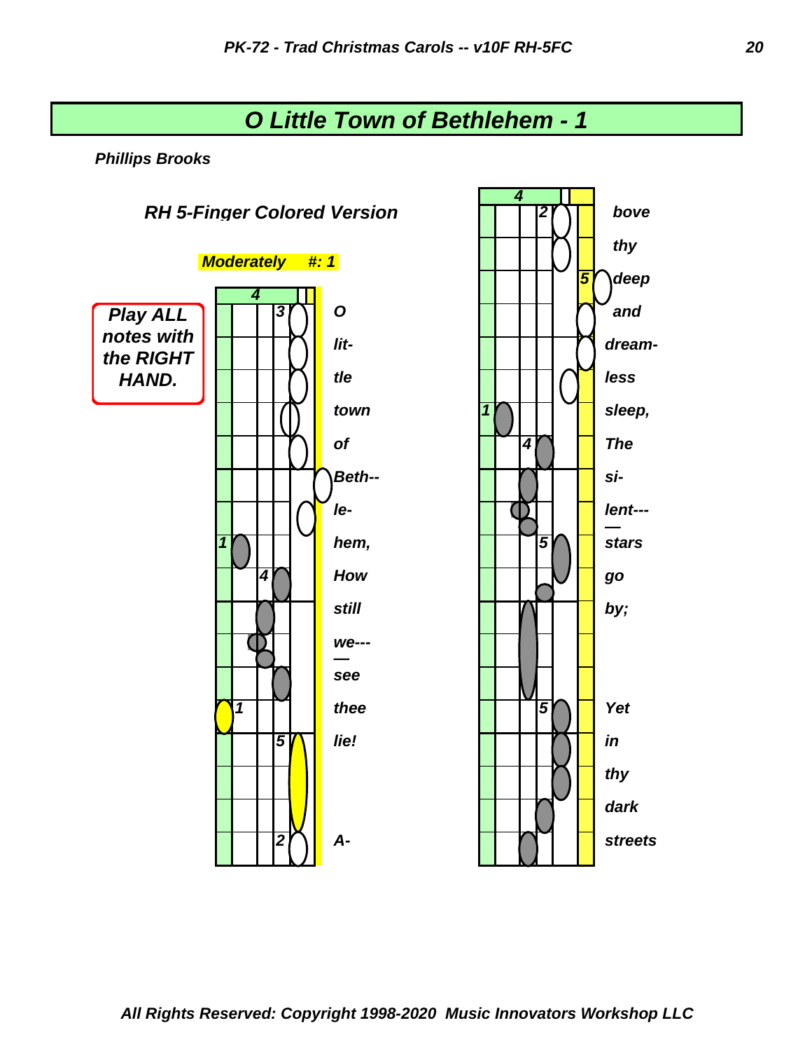# O Little Town of Bethlehem - 1

***Phillips Brooks***

***RH 5-Finger Colored Version***

***Play ALL notes with the RIGHT HAND.***

***Moderately #: 1***

4

3 O lit- tle town of Beth-- le- 1 hem, 4 How still we--- — see 1 thee 5 lie! 2 A-

4

2 bove thy 5 deep and dream- less 1 sleep, 4 The si- lent--- — 5 stars go by; 5 Yet in thy dark streets

*All Rights Reserved: Copyright 1998-2020 Music Innovators Workshop LLC*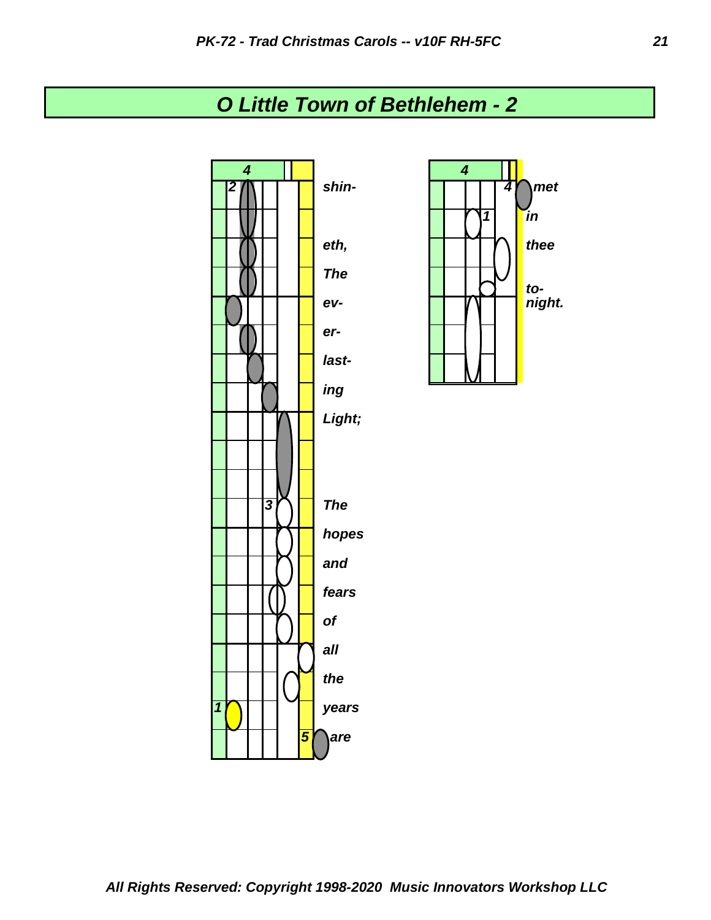# O Little Town of Bethlehem - 2

4

shin-

eth,

The

ev-

er-

last-

ing

Light;

The

hopes

and

fears

of

all

the

years

are

4

met

in

thee

to-
night.